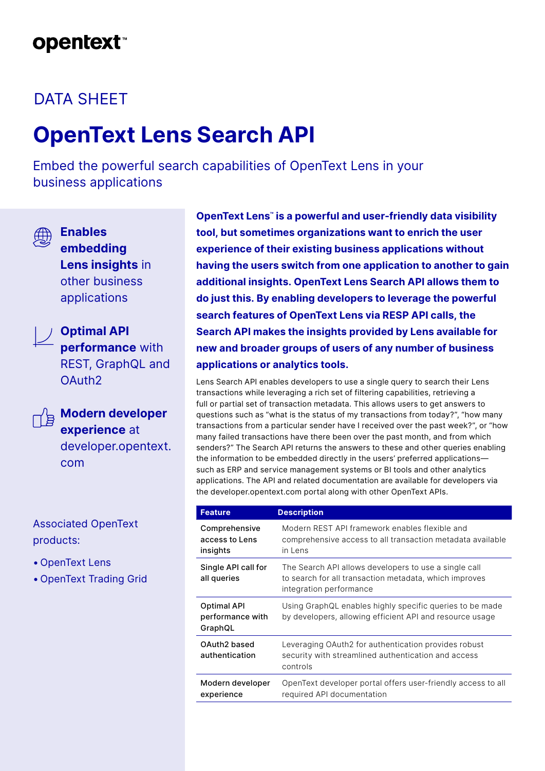opentext™

DATA SHEET

# OpenText Lens Search API

## Embed the powerful search capabilities of OpenText Lens in your business applications

**Enables embedding Lens insights** in other business applications

**Optimal API performance** with REST, GraphQL and OAuth2

**Modern developer experience** at developer.opentext.com

Associated OpenText products:

- OpenText Lens
- OpenText Trading Grid

**OpenText Lens™ is a powerful and user-friendly data visibility tool, but sometimes organizations want to enrich the user experience of their existing business applications without having the users switch from one application to another to gain additional insights. OpenText Lens Search API allows them to do just this. By enabling developers to leverage the powerful search features of OpenText Lens via RESP API calls, the Search API makes the insights provided by Lens available for new and broader groups of users of any number of business applications or analytics tools.**

Lens Search API enables developers to use a single query to search their Lens transactions while leveraging a rich set of filtering capabilities, retrieving a full or partial set of transaction metadata. This allows users to get answers to questions such as “what is the status of my transactions from today?”, “how many transactions from a particular sender have I received over the past week?”, or “how many failed transactions have there been over the past month, and from which senders?” The Search API returns the answers to these and other queries enabling the information to be embedded directly in the users’ preferred applications—such as ERP and service management systems or BI tools and other analytics applications. The API and related documentation are available for developers via the developer.opentext.com portal along with other OpenText APIs.

| Feature | Description |
|---|---|
| Comprehensive access to Lens insights | Modern REST API framework enables flexible and comprehensive access to all transaction metadata available in Lens |
| Single API call for all queries | The Search API allows developers to use a single call to search for all transaction metadata, which improves integration performance |
| Optimal API performance with GraphQL | Using GraphQL enables highly specific queries to be made by developers, allowing efficient API and resource usage |
| OAuth2 based authentication | Leveraging OAuth2 for authentication provides robust security with streamlined authentication and access controls |
| Modern developer experience | OpenText developer portal offers user-friendly access to all required API documentation |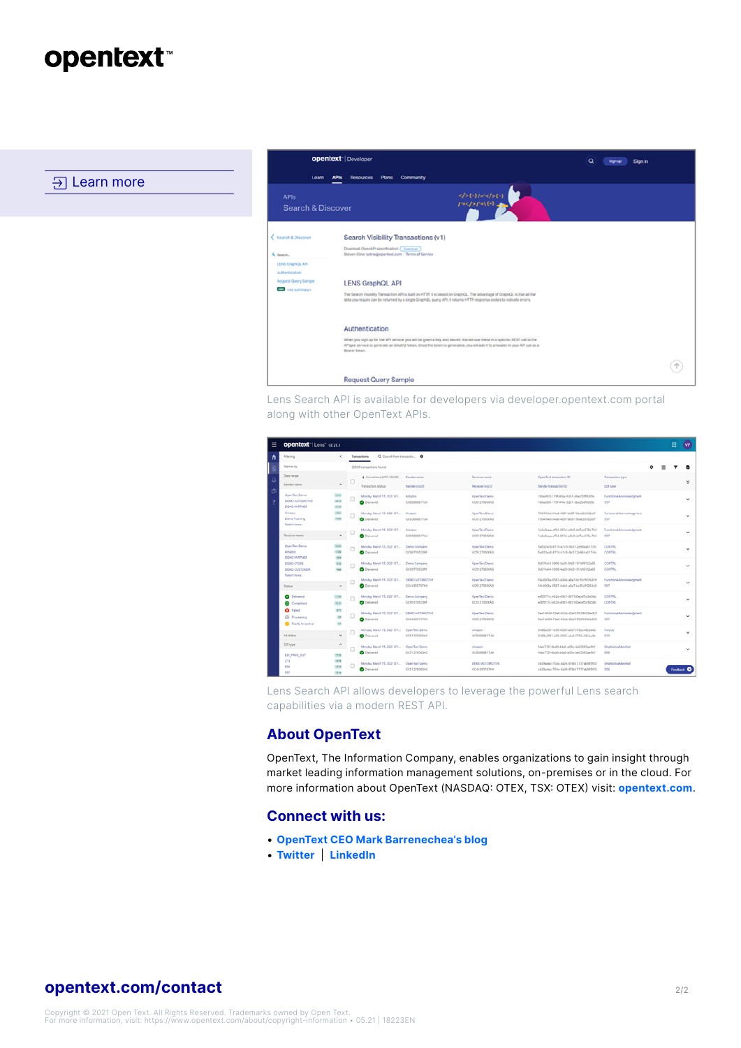Learn more

Lens Search API is available for developers via developer.opentext.com portal along with other OpenText APIs.

Lens Search API allows developers to leverage the powerful Lens search capabilities via a modern REST API.

## About OpenText

OpenText, The Information Company, enables organizations to gain insight through market leading information management solutions, on-premises or in the cloud. For more information about OpenText (NASDAQ: OTEX, TSX: OTEX) visit: **opentext.com**.

## Connect with us:

- **OpenText CEO Mark Barrenechea's blog**
- **Twitter** | **LinkedIn**

**opentext.com/contact**

Copyright © 2021 Open Text. All Rights Reserved. Trademarks owned by Open Text.
For more information, visit: https://www.opentext.com/about/copyright-information • 05.21 | 18223EN